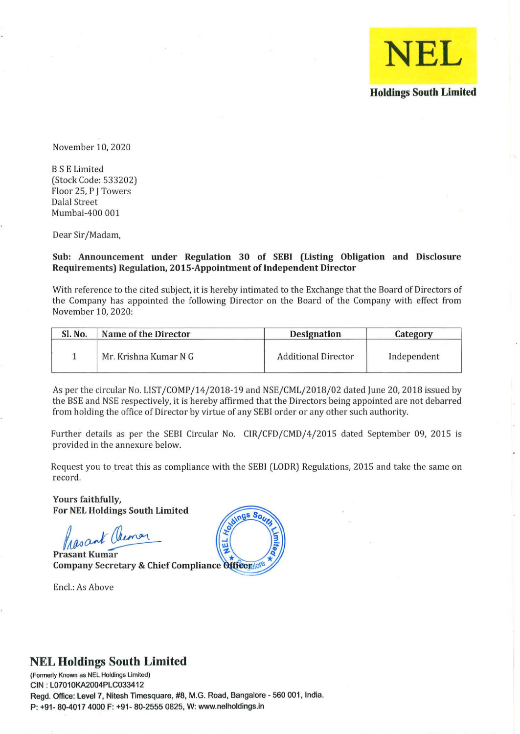**NEL**

**Holdings South Limited**

November 10, 2020

B S E Limited
(Stock Code: 533202)
Floor 25, P J Towers
Dalal Street
Mumbai-400 001

Dear Sir/Madam,

**Sub: Announcement under Regulation 30 of SEBI (Listing Obligation and Disclosure Requirements) Regulation, 2015-Appointment of Independent Director**

With reference to the cited subject, it is hereby intimated to the Exchange that the Board of Directors of the Company has appointed the following Director on the Board of the Company with effect from November 10, 2020:

| Sl. No. | Name of the Director | Designation | Category |
|---|---|---|---|
| 1 | Mr. Krishna Kumar N G | Additional Director | Independent |

As per the circular No. LIST/COMP/14/2018-19 and NSE/CML/2018/02 dated June 20, 2018 issued by the BSE and NSE respectively, it is hereby affirmed that the Directors being appointed are not debarred from holding the office of Director by virtue of any SEBI order or any other such authority.

Further details as per the SEBI Circular No. CIR/CFD/CMD/4/2015 dated September 09, 2015 is provided in the annexure below.

Request you to treat this as compliance with the SEBI (LODR) Regulations, 2015 and take the same on record.

**Yours faithfully,**
**For NEL Holdings South Limited**

Prasant Kumar

**Prasant Kumar**
**Company Secretary & Chief Compliance Officer**

Encl.: As Above

## NEL Holdings South Limited

(Formerly Known as NEL Holdings Limited)
CIN : L07010KA2004PLC033412
Regd. Office: Level 7, Nitesh Timesquare, #8, M.G. Road, Bangalore - 560 001, India.
P: +91- 80-4017 4000 F: +91- 80-2555 0825, W: www.nelholdings.in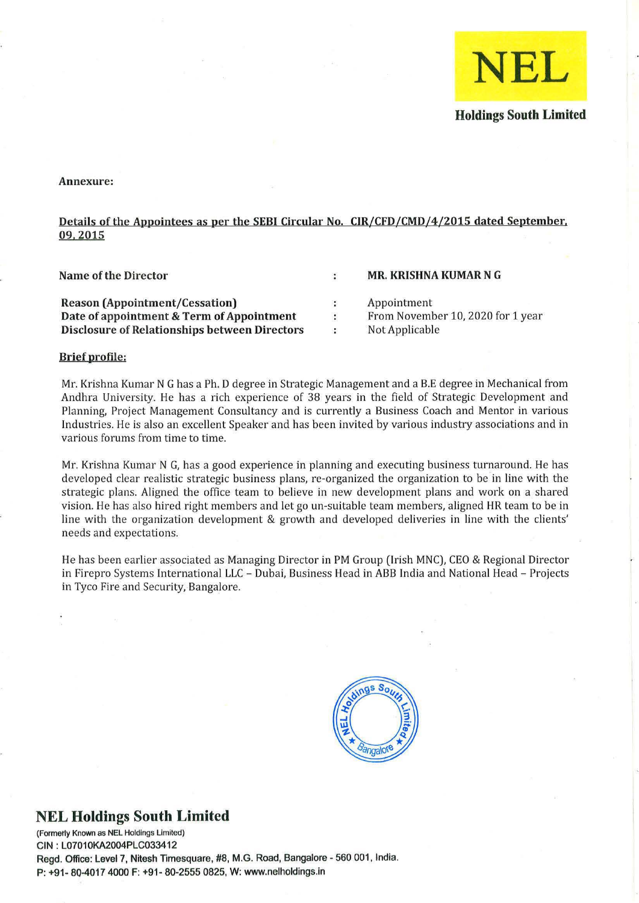NEL

Holdings South Limited

Annexure:

**Details of the Appointees as per the SEBI Circular No. CIR/CFD/CMD/4/2015 dated September, 09, 2015**

| | | |
|---|---|---|
| **Name of the Director** | : | **MR. KRISHNA KUMAR N G** |
| **Reason (Appointment/Cessation)** | : | Appointment |
| **Date of appointment & Term of Appointment** | : | From November 10, 2020 for 1 year |
| **Disclosure of Relationships between Directors** | : | Not Applicable |

**Brief profile:**

Mr. Krishna Kumar N G has a Ph. D degree in Strategic Management and a B.E degree in Mechanical from Andhra University. He has a rich experience of 38 years in the field of Strategic Development and Planning, Project Management Consultancy and is currently a Business Coach and Mentor in various Industries. He is also an excellent Speaker and has been invited by various industry associations and in various forums from time to time.

Mr. Krishna Kumar N G, has a good experience in planning and executing business turnaround. He has developed clear realistic strategic business plans, re-organized the organization to be in line with the strategic plans. Aligned the office team to believe in new development plans and work on a shared vision. He has also hired right members and let go un-suitable team members, aligned HR team to be in line with the organization development & growth and developed deliveries in line with the clients' needs and expectations.

He has been earlier associated as Managing Director in PM Group (Irish MNC), CEO & Regional Director in Firepro Systems International LLC – Dubai, Business Head in ABB India and National Head – Projects in Tyco Fire and Security, Bangalore.

**NEL Holdings South Limited**

(Formerly Known as NEL Holdings Limited)
CIN : L07010KA2004PLC033412
Regd. Office: Level 7, Nitesh Timesquare, #8, M.G. Road, Bangalore - 560 001, India.
P: +91- 80-4017 4000 F: +91- 80-2555 0825, W: www.nelholdings.in